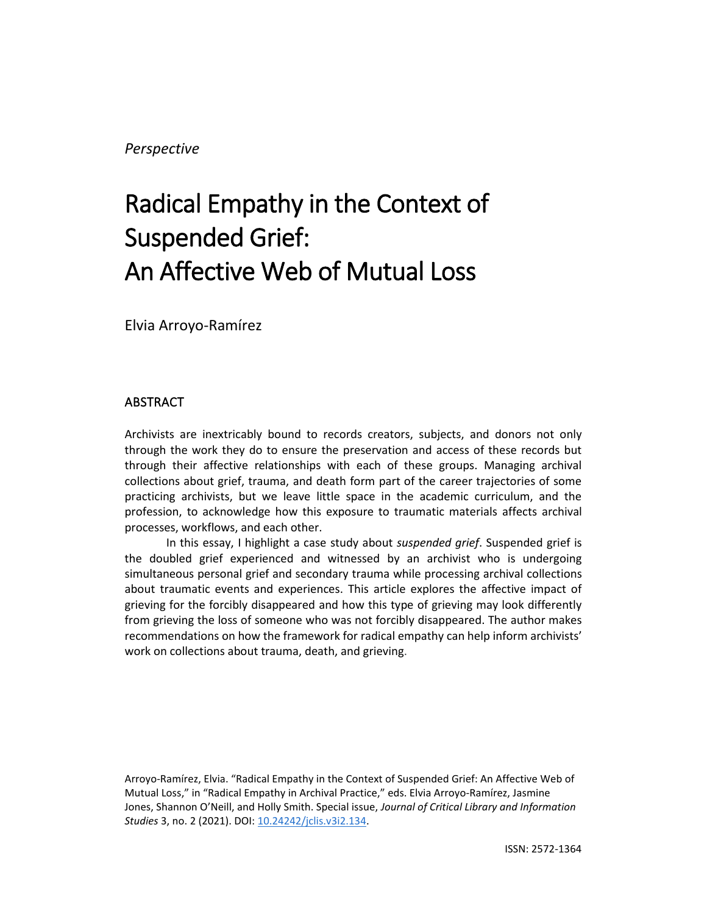*Perspective*

# Radical Empathy in the Context of Suspended Grief: An Affective Web of Mutual Loss

Elvia Arroyo-Ramírez

## ABSTRACT

Archivists are inextricably bound to records creators, subjects, and donors not only through the work they do to ensure the preservation and access of these records but through their affective relationships with each of these groups. Managing archival collections about grief, trauma, and death form part of the career trajectories of some practicing archivists, but we leave little space in the academic curriculum, and the profession, to acknowledge how this exposure to traumatic materials affects archival processes, workflows, and each other.

In this essay, I highlight a case study about *suspended grief*. Suspended grief is the doubled grief experienced and witnessed by an archivist who is undergoing simultaneous personal grief and secondary trauma while processing archival collections about traumatic events and experiences. This article explores the affective impact of grieving for the forcibly disappeared and how this type of grieving may look differently from grieving the loss of someone who was not forcibly disappeared. The author makes recommendations on how the framework for radical empathy can help inform archivists' work on collections about trauma, death, and grieving.

Arroyo-Ramírez, Elvia. "Radical Empathy in the Context of Suspended Grief: An Affective Web of Mutual Loss," in "Radical Empathy in Archival Practice," eds. Elvia Arroyo-Ramírez, Jasmine Jones, Shannon O'Neill, and Holly Smith. Special issue, *Journal of Critical Library and Information Studies* 3, no. 2 (2021). DOI: [10.24242/jclis.v3i2.134](https://doi.org/10.24242/jclis.v3i2.134).

ISSN: 2572-1364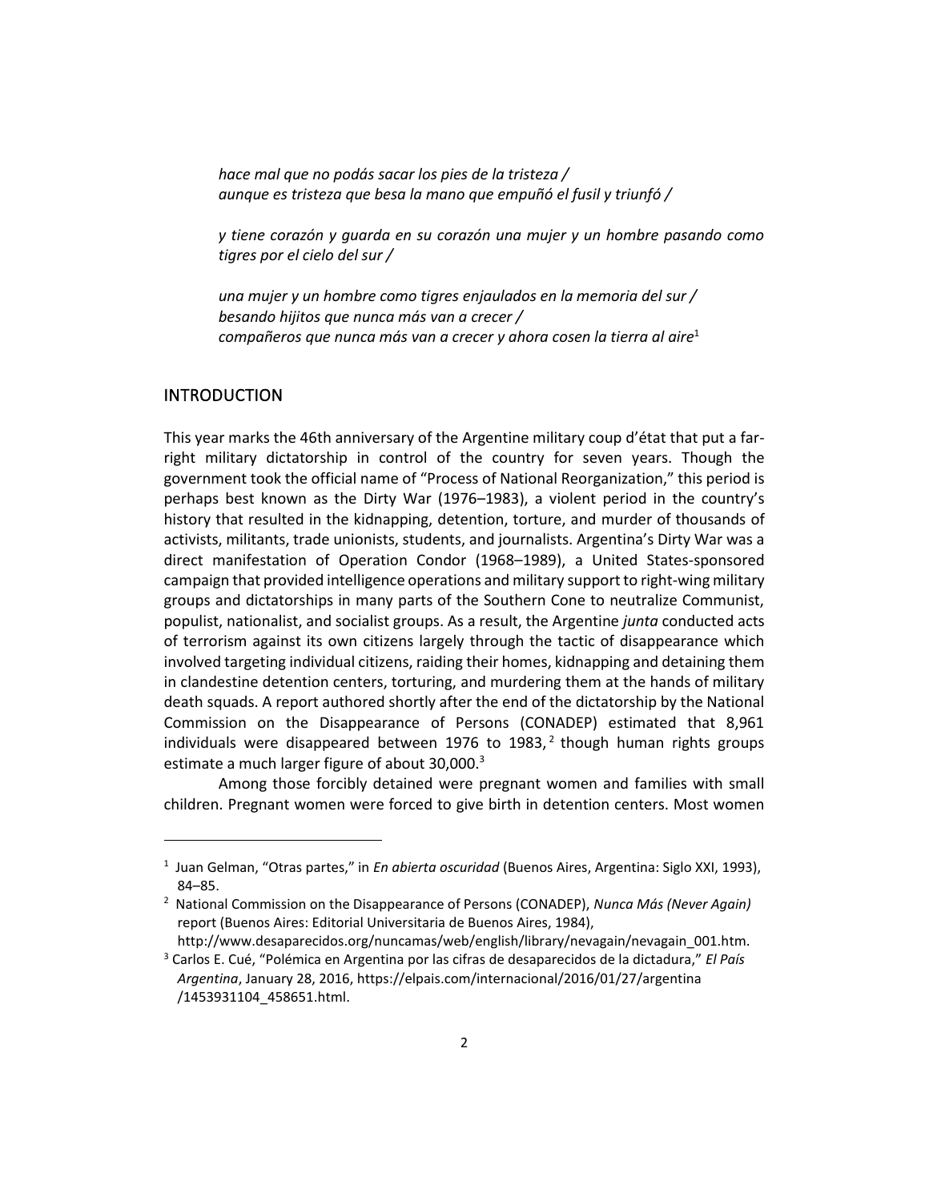*hace mal que no podás sacar los pies de la tristeza /*
*aunque es tristeza que besa la mano que empuñó el fusil y triunfó /*

*y tiene corazón y guarda en su corazón una mujer y un hombre pasando como tigres por el cielo del sur /*

*una mujer y un hombre como tigres enjaulados en la memoria del sur /*
*besando hijitos que nunca más van a crecer /*
*compañeros que nunca más van a crecer y ahora cosen la tierra al aire*[1]

## INTRODUCTION

This year marks the 46th anniversary of the Argentine military coup d'état that put a far-right military dictatorship in control of the country for seven years. Though the government took the official name of "Process of National Reorganization," this period is perhaps best known as the Dirty War (1976–1983), a violent period in the country's history that resulted in the kidnapping, detention, torture, and murder of thousands of activists, militants, trade unionists, students, and journalists. Argentina's Dirty War was a direct manifestation of Operation Condor (1968–1989), a United States-sponsored campaign that provided intelligence operations and military support to right-wing military groups and dictatorships in many parts of the Southern Cone to neutralize Communist, populist, nationalist, and socialist groups. As a result, the Argentine *junta* conducted acts of terrorism against its own citizens largely through the tactic of disappearance which involved targeting individual citizens, raiding their homes, kidnapping and detaining them in clandestine detention centers, torturing, and murdering them at the hands of military death squads. A report authored shortly after the end of the dictatorship by the National Commission on the Disappearance of Persons (CONADEP) estimated that 8,961 individuals were disappeared between 1976 to 1983,[2] though human rights groups estimate a much larger figure of about 30,000.[3]

Among those forcibly detained were pregnant women and families with small children. Pregnant women were forced to give birth in detention centers. Most women

---

[1] Juan Gelman, "Otras partes," in *En abierta oscuridad* (Buenos Aires, Argentina: Siglo XXI, 1993), 84–85.

[2] National Commission on the Disappearance of Persons (CONADEP), *Nunca Más (Never Again)* report (Buenos Aires: Editorial Universitaria de Buenos Aires, 1984), http://www.desaparecidos.org/nuncamas/web/english/library/nevagain/nevagain_001.htm.

[3] Carlos E. Cué, "Polémica en Argentina por las cifras de desaparecidos de la dictadura," *El País Argentina*, January 28, 2016, https://elpais.com/internacional/2016/01/27/argentina/1453931104_458651.html.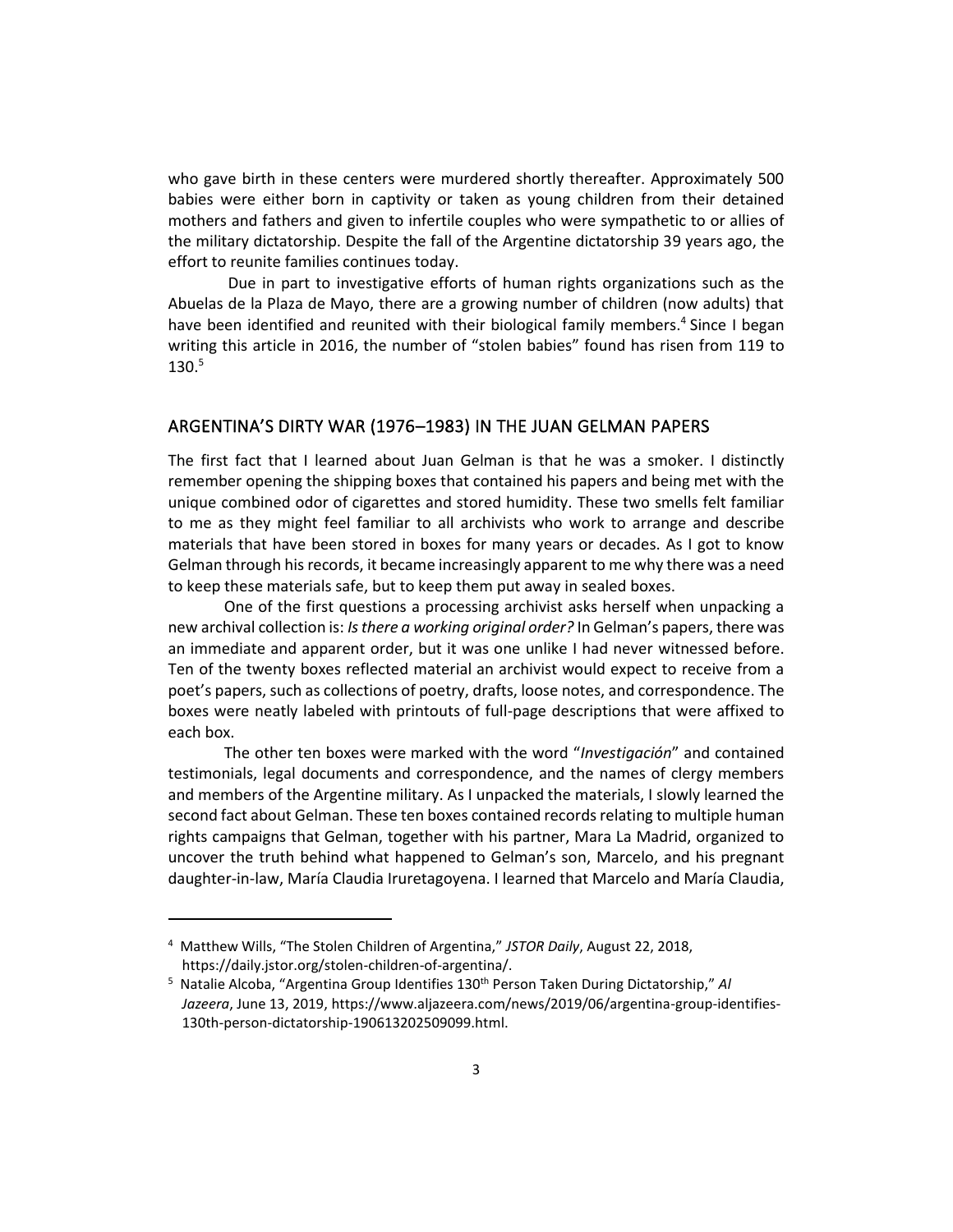who gave birth in these centers were murdered shortly thereafter. Approximately 500 babies were either born in captivity or taken as young children from their detained mothers and fathers and given to infertile couples who were sympathetic to or allies of the military dictatorship. Despite the fall of the Argentine dictatorship 39 years ago, the effort to reunite families continues today.

Due in part to investigative efforts of human rights organizations such as the Abuelas de la Plaza de Mayo, there are a growing number of children (now adults) that have been identified and reunited with their biological family members.[4] Since I began writing this article in 2016, the number of "stolen babies" found has risen from 119 to 130.[5]

## ARGENTINA'S DIRTY WAR (1976–1983) IN THE JUAN GELMAN PAPERS

The first fact that I learned about Juan Gelman is that he was a smoker. I distinctly remember opening the shipping boxes that contained his papers and being met with the unique combined odor of cigarettes and stored humidity. These two smells felt familiar to me as they might feel familiar to all archivists who work to arrange and describe materials that have been stored in boxes for many years or decades. As I got to know Gelman through his records, it became increasingly apparent to me why there was a need to keep these materials safe, but to keep them put away in sealed boxes.

One of the first questions a processing archivist asks herself when unpacking a new archival collection is: *Is there a working original order?* In Gelman's papers, there was an immediate and apparent order, but it was one unlike I had never witnessed before. Ten of the twenty boxes reflected material an archivist would expect to receive from a poet's papers, such as collections of poetry, drafts, loose notes, and correspondence. The boxes were neatly labeled with printouts of full-page descriptions that were affixed to each box.

The other ten boxes were marked with the word "*Investigación*" and contained testimonials, legal documents and correspondence, and the names of clergy members and members of the Argentine military. As I unpacked the materials, I slowly learned the second fact about Gelman. These ten boxes contained records relating to multiple human rights campaigns that Gelman, together with his partner, Mara La Madrid, organized to uncover the truth behind what happened to Gelman's son, Marcelo, and his pregnant daughter-in-law, María Claudia Iruretagoyena. I learned that Marcelo and María Claudia,

---

[4] Matthew Wills, "The Stolen Children of Argentina," *JSTOR Daily*, August 22, 2018, https://daily.jstor.org/stolen-children-of-argentina/.

[5] Natalie Alcoba, "Argentina Group Identifies 130th Person Taken During Dictatorship," *Al Jazeera*, June 13, 2019, https://www.aljazeera.com/news/2019/06/argentina-group-identifies-130th-person-dictatorship-190613202509099.html.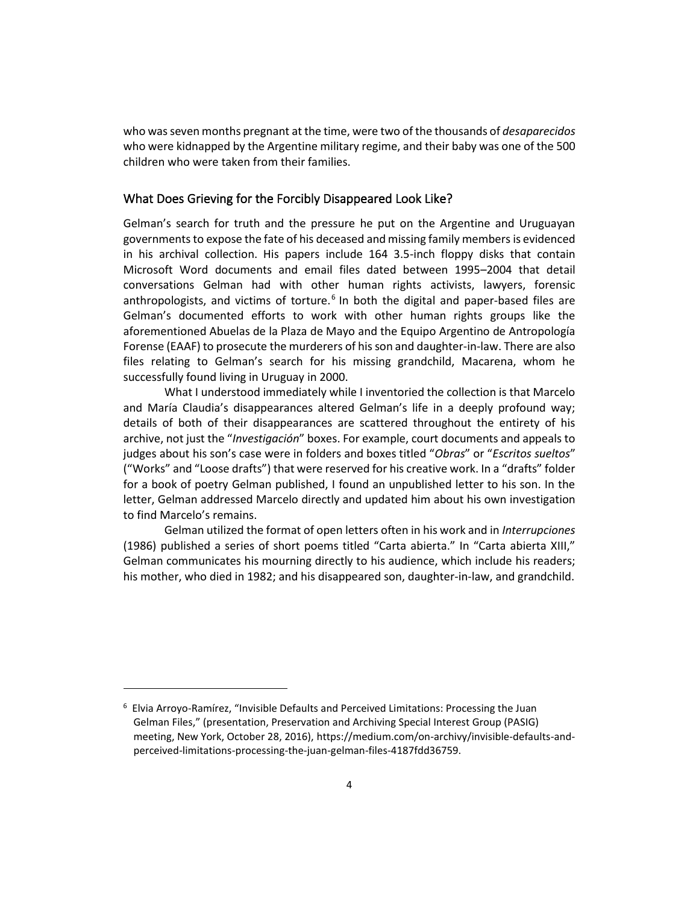who was seven months pregnant at the time, were two of the thousands of *desaparecidos* who were kidnapped by the Argentine military regime, and their baby was one of the 500 children who were taken from their families.

## What Does Grieving for the Forcibly Disappeared Look Like?

Gelman's search for truth and the pressure he put on the Argentine and Uruguayan governments to expose the fate of his deceased and missing family members is evidenced in his archival collection. His papers include 164 3.5-inch floppy disks that contain Microsoft Word documents and email files dated between 1995–2004 that detail conversations Gelman had with other human rights activists, lawyers, forensic anthropologists, and victims of torture.[6] In both the digital and paper-based files are Gelman's documented efforts to work with other human rights groups like the aforementioned Abuelas de la Plaza de Mayo and the Equipo Argentino de Antropología Forense (EAAF) to prosecute the murderers of his son and daughter-in-law. There are also files relating to Gelman's search for his missing grandchild, Macarena, whom he successfully found living in Uruguay in 2000.

What I understood immediately while I inventoried the collection is that Marcelo and María Claudia's disappearances altered Gelman's life in a deeply profound way; details of both of their disappearances are scattered throughout the entirety of his archive, not just the "*Investigación*" boxes. For example, court documents and appeals to judges about his son's case were in folders and boxes titled "*Obras*" or "*Escritos sueltos*" ("Works" and "Loose drafts") that were reserved for his creative work. In a "drafts" folder for a book of poetry Gelman published, I found an unpublished letter to his son. In the letter, Gelman addressed Marcelo directly and updated him about his own investigation to find Marcelo's remains.

Gelman utilized the format of open letters often in his work and in *Interrupciones* (1986) published a series of short poems titled "Carta abierta." In "Carta abierta XIII," Gelman communicates his mourning directly to his audience, which include his readers; his mother, who died in 1982; and his disappeared son, daughter-in-law, and grandchild.

---

[6] Elvia Arroyo-Ramírez, "Invisible Defaults and Perceived Limitations: Processing the Juan Gelman Files," (presentation, Preservation and Archiving Special Interest Group (PASIG) meeting, New York, October 28, 2016), https://medium.com/on-archivy/invisible-defaults-and-perceived-limitations-processing-the-juan-gelman-files-4187fdd36759.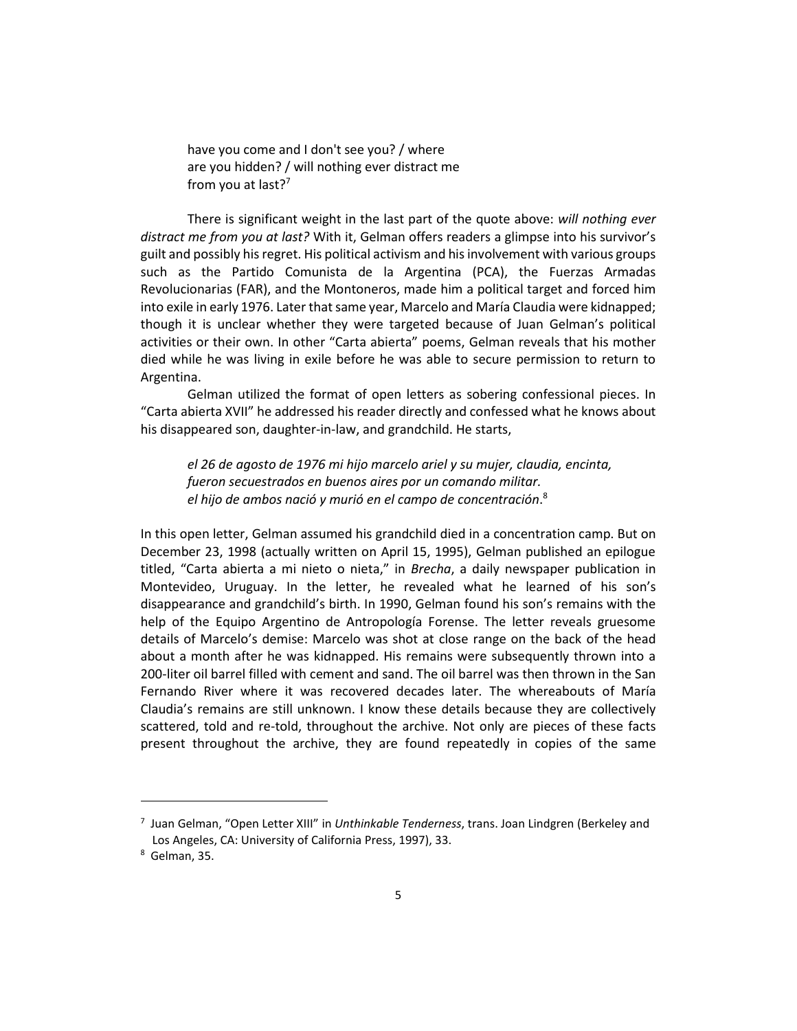> have you come and I don't see you? / where
> are you hidden? / will nothing ever distract me
> from you at last?[7]

There is significant weight in the last part of the quote above: *will nothing ever distract me from you at last?* With it, Gelman offers readers a glimpse into his survivor's guilt and possibly his regret. His political activism and his involvement with various groups such as the Partido Comunista de la Argentina (PCA), the Fuerzas Armadas Revolucionarias (FAR), and the Montoneros, made him a political target and forced him into exile in early 1976. Later that same year, Marcelo and María Claudia were kidnapped; though it is unclear whether they were targeted because of Juan Gelman's political activities or their own. In other "Carta abierta" poems, Gelman reveals that his mother died while he was living in exile before he was able to secure permission to return to Argentina.

Gelman utilized the format of open letters as sobering confessional pieces. In "Carta abierta XVII" he addressed his reader directly and confessed what he knows about his disappeared son, daughter-in-law, and grandchild. He starts,

> *el 26 de agosto de 1976 mi hijo marcelo ariel y su mujer, claudia, encinta,*
> *fueron secuestrados en buenos aires por un comando militar.*
> *el hijo de ambos nació y murió en el campo de concentración*.[8]

In this open letter, Gelman assumed his grandchild died in a concentration camp. But on December 23, 1998 (actually written on April 15, 1995), Gelman published an epilogue titled, "Carta abierta a mi nieto o nieta," in *Brecha*, a daily newspaper publication in Montevideo, Uruguay. In the letter, he revealed what he learned of his son's disappearance and grandchild's birth. In 1990, Gelman found his son's remains with the help of the Equipo Argentino de Antropología Forense. The letter reveals gruesome details of Marcelo's demise: Marcelo was shot at close range on the back of the head about a month after he was kidnapped. His remains were subsequently thrown into a 200-liter oil barrel filled with cement and sand. The oil barrel was then thrown in the San Fernando River where it was recovered decades later. The whereabouts of María Claudia's remains are still unknown. I know these details because they are collectively scattered, told and re-told, throughout the archive. Not only are pieces of these facts present throughout the archive, they are found repeatedly in copies of the same

---

[7] Juan Gelman, "Open Letter XIII" in *Unthinkable Tenderness*, trans. Joan Lindgren (Berkeley and Los Angeles, CA: University of California Press, 1997), 33.

[8] Gelman, 35.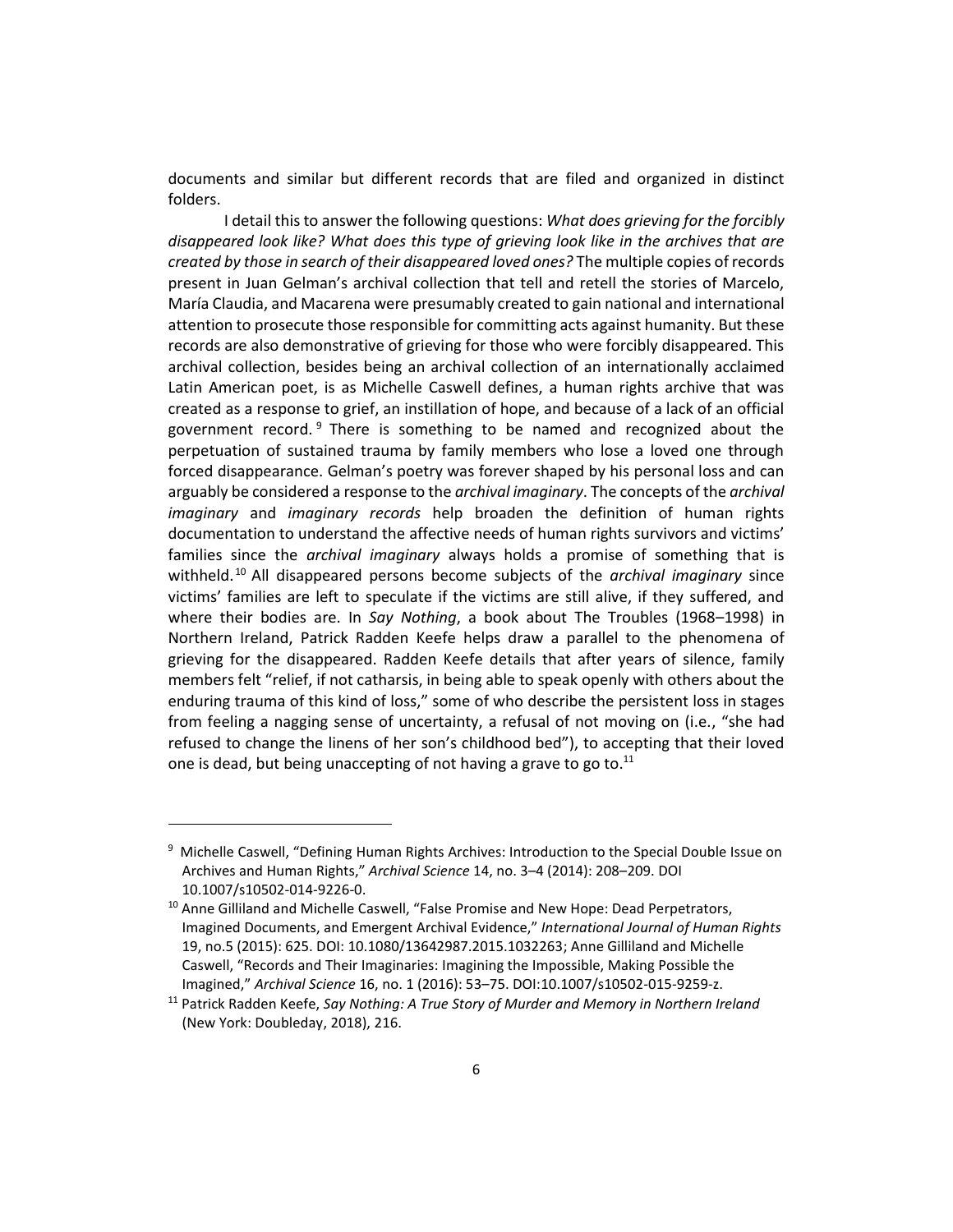documents and similar but different records that are filed and organized in distinct folders.

I detail this to answer the following questions: *What does grieving for the forcibly disappeared look like? What does this type of grieving look like in the archives that are created by those in search of their disappeared loved ones?* The multiple copies of records present in Juan Gelman's archival collection that tell and retell the stories of Marcelo, María Claudia, and Macarena were presumably created to gain national and international attention to prosecute those responsible for committing acts against humanity. But these records are also demonstrative of grieving for those who were forcibly disappeared. This archival collection, besides being an archival collection of an internationally acclaimed Latin American poet, is as Michelle Caswell defines, a human rights archive that was created as a response to grief, an instillation of hope, and because of a lack of an official government record.[9] There is something to be named and recognized about the perpetuation of sustained trauma by family members who lose a loved one through forced disappearance. Gelman's poetry was forever shaped by his personal loss and can arguably be considered a response to the *archival imaginary*. The concepts of the *archival imaginary* and *imaginary records* help broaden the definition of human rights documentation to understand the affective needs of human rights survivors and victims' families since the *archival imaginary* always holds a promise of something that is withheld.[10] All disappeared persons become subjects of the *archival imaginary* since victims' families are left to speculate if the victims are still alive, if they suffered, and where their bodies are. In *Say Nothing*, a book about The Troubles (1968–1998) in Northern Ireland, Patrick Radden Keefe helps draw a parallel to the phenomena of grieving for the disappeared. Radden Keefe details that after years of silence, family members felt "relief, if not catharsis, in being able to speak openly with others about the enduring trauma of this kind of loss," some of who describe the persistent loss in stages from feeling a nagging sense of uncertainty, a refusal of not moving on (i.e., "she had refused to change the linens of her son's childhood bed"), to accepting that their loved one is dead, but being unaccepting of not having a grave to go to.[11]

---

[9] Michelle Caswell, "Defining Human Rights Archives: Introduction to the Special Double Issue on Archives and Human Rights," *Archival Science* 14, no. 3–4 (2014): 208–209. DOI 10.1007/s10502-014-9226-0.

[10] Anne Gilliland and Michelle Caswell, "False Promise and New Hope: Dead Perpetrators, Imagined Documents, and Emergent Archival Evidence," *International Journal of Human Rights* 19, no.5 (2015): 625. DOI: 10.1080/13642987.2015.1032263; Anne Gilliland and Michelle Caswell, "Records and Their Imaginaries: Imagining the Impossible, Making Possible the Imagined," *Archival Science* 16, no. 1 (2016): 53–75. DOI:10.1007/s10502-015-9259-z.

[11] Patrick Radden Keefe, *Say Nothing: A True Story of Murder and Memory in Northern Ireland* (New York: Doubleday, 2018), 216.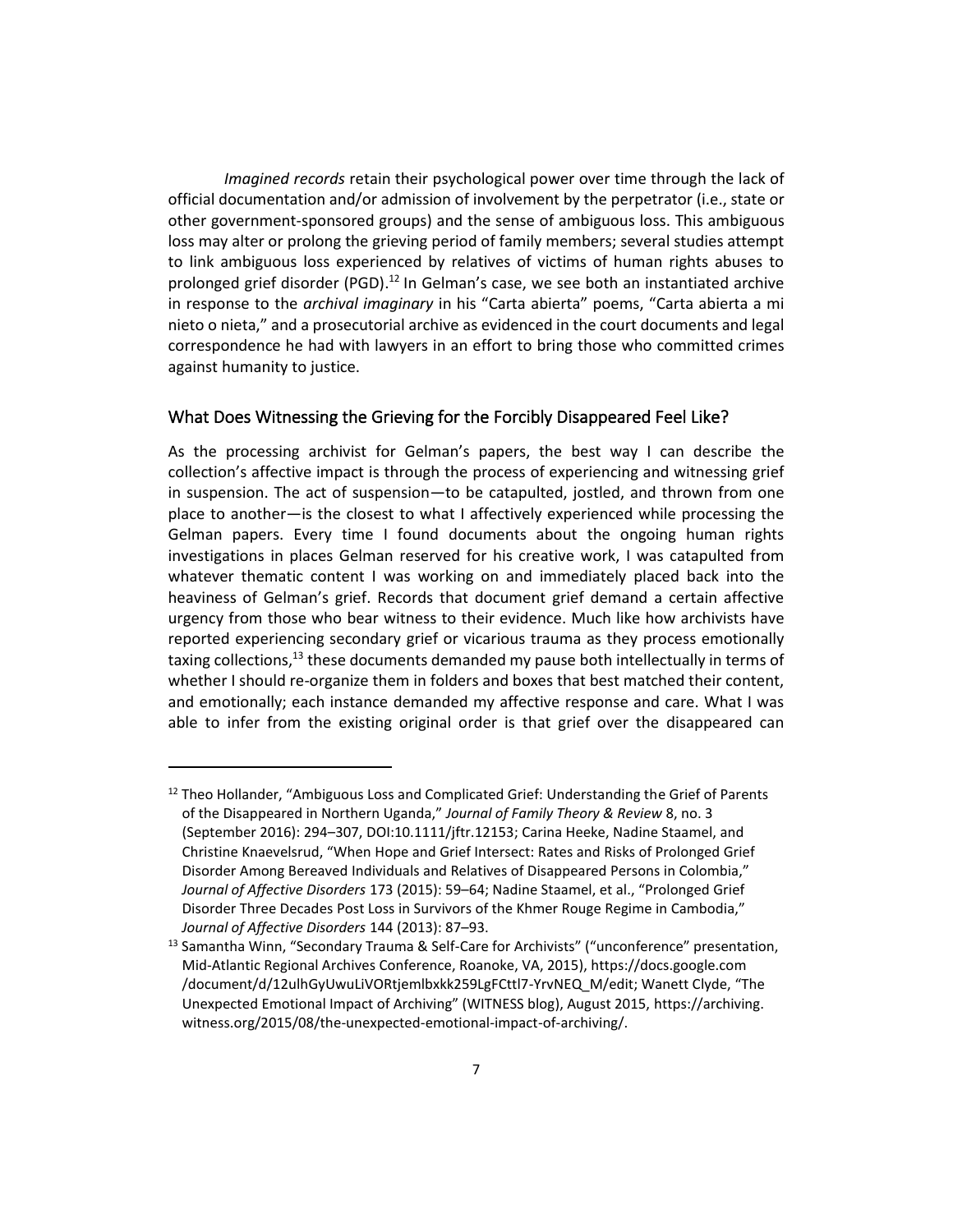*Imagined records* retain their psychological power over time through the lack of official documentation and/or admission of involvement by the perpetrator (i.e., state or other government-sponsored groups) and the sense of ambiguous loss. This ambiguous loss may alter or prolong the grieving period of family members; several studies attempt to link ambiguous loss experienced by relatives of victims of human rights abuses to prolonged grief disorder (PGD).[12] In Gelman's case, we see both an instantiated archive in response to the *archival imaginary* in his "Carta abierta" poems, "Carta abierta a mi nieto o nieta," and a prosecutorial archive as evidenced in the court documents and legal correspondence he had with lawyers in an effort to bring those who committed crimes against humanity to justice.

## What Does Witnessing the Grieving for the Forcibly Disappeared Feel Like?

As the processing archivist for Gelman's papers, the best way I can describe the collection's affective impact is through the process of experiencing and witnessing grief in suspension. The act of suspension—to be catapulted, jostled, and thrown from one place to another—is the closest to what I affectively experienced while processing the Gelman papers. Every time I found documents about the ongoing human rights investigations in places Gelman reserved for his creative work, I was catapulted from whatever thematic content I was working on and immediately placed back into the heaviness of Gelman's grief. Records that document grief demand a certain affective urgency from those who bear witness to their evidence. Much like how archivists have reported experiencing secondary grief or vicarious trauma as they process emotionally taxing collections,[13] these documents demanded my pause both intellectually in terms of whether I should re-organize them in folders and boxes that best matched their content, and emotionally; each instance demanded my affective response and care. What I was able to infer from the existing original order is that grief over the disappeared can

---

[12] Theo Hollander, "Ambiguous Loss and Complicated Grief: Understanding the Grief of Parents of the Disappeared in Northern Uganda," *Journal of Family Theory & Review* 8, no. 3 (September 2016): 294–307, DOI:10.1111/jftr.12153; Carina Heeke, Nadine Staamel, and Christine Knaevelsrud, "When Hope and Grief Intersect: Rates and Risks of Prolonged Grief Disorder Among Bereaved Individuals and Relatives of Disappeared Persons in Colombia," *Journal of Affective Disorders* 173 (2015): 59–64; Nadine Staamel, et al., "Prolonged Grief Disorder Three Decades Post Loss in Survivors of the Khmer Rouge Regime in Cambodia," *Journal of Affective Disorders* 144 (2013): 87–93.

[13] Samantha Winn, "Secondary Trauma & Self-Care for Archivists" ("unconference" presentation, Mid-Atlantic Regional Archives Conference, Roanoke, VA, 2015), https://docs.google.com/document/d/12ulhGyUwuLiVORtjemlbxkk259LgFCttl7-YrvNEQ_M/edit; Wanett Clyde, "The Unexpected Emotional Impact of Archiving" (WITNESS blog), August 2015, https://archiving.witness.org/2015/08/the-unexpected-emotional-impact-of-archiving/.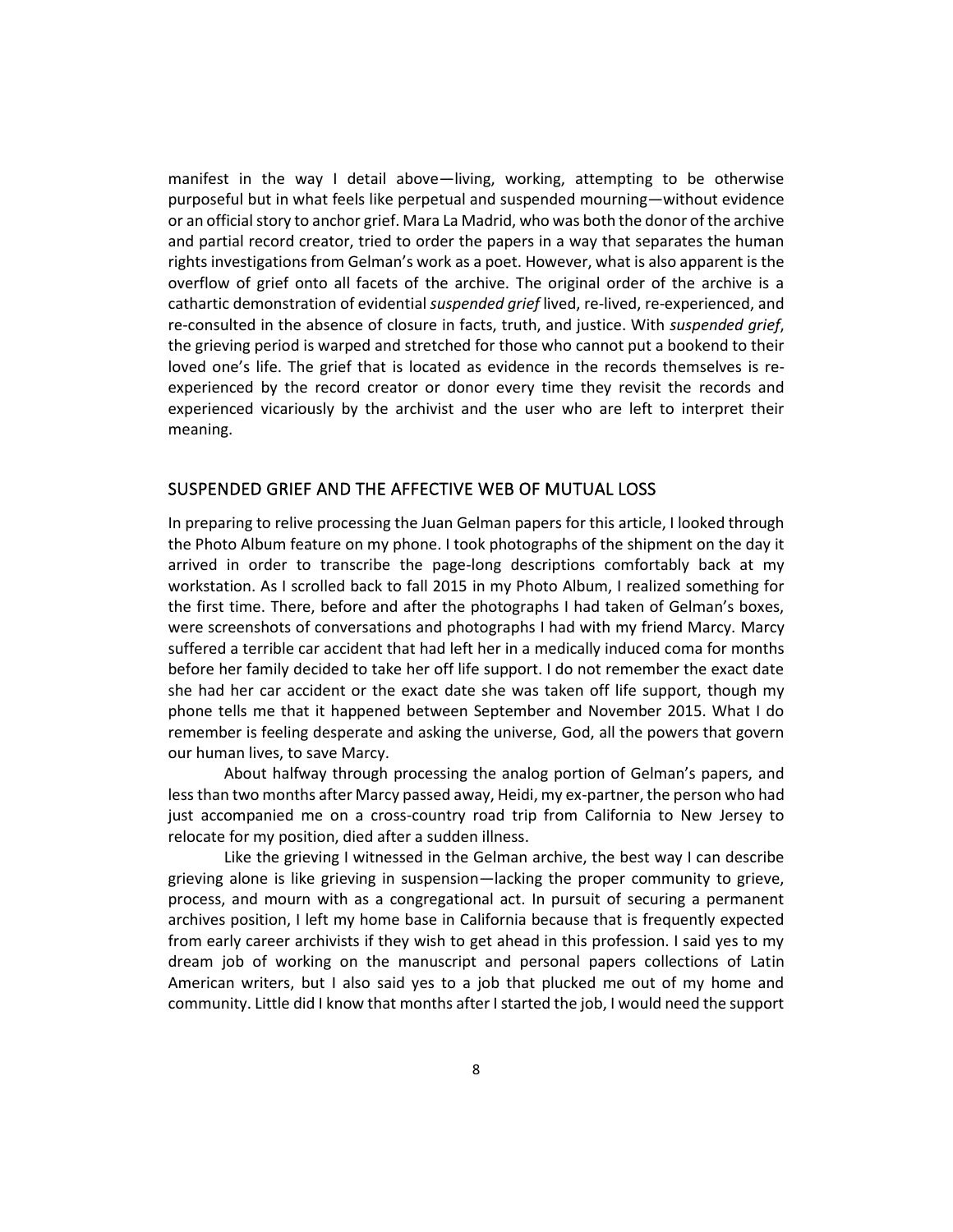manifest in the way I detail above—living, working, attempting to be otherwise purposeful but in what feels like perpetual and suspended mourning—without evidence or an official story to anchor grief. Mara La Madrid, who was both the donor of the archive and partial record creator, tried to order the papers in a way that separates the human rights investigations from Gelman's work as a poet. However, what is also apparent is the overflow of grief onto all facets of the archive. The original order of the archive is a cathartic demonstration of evidential *suspended grief* lived, re-lived, re-experienced, and re-consulted in the absence of closure in facts, truth, and justice. With *suspended grief*, the grieving period is warped and stretched for those who cannot put a bookend to their loved one's life. The grief that is located as evidence in the records themselves is re-experienced by the record creator or donor every time they revisit the records and experienced vicariously by the archivist and the user who are left to interpret their meaning.

## SUSPENDED GRIEF AND THE AFFECTIVE WEB OF MUTUAL LOSS

In preparing to relive processing the Juan Gelman papers for this article, I looked through the Photo Album feature on my phone. I took photographs of the shipment on the day it arrived in order to transcribe the page-long descriptions comfortably back at my workstation. As I scrolled back to fall 2015 in my Photo Album, I realized something for the first time. There, before and after the photographs I had taken of Gelman's boxes, were screenshots of conversations and photographs I had with my friend Marcy. Marcy suffered a terrible car accident that had left her in a medically induced coma for months before her family decided to take her off life support. I do not remember the exact date she had her car accident or the exact date she was taken off life support, though my phone tells me that it happened between September and November 2015. What I do remember is feeling desperate and asking the universe, God, all the powers that govern our human lives, to save Marcy.

About halfway through processing the analog portion of Gelman's papers, and less than two months after Marcy passed away, Heidi, my ex-partner, the person who had just accompanied me on a cross-country road trip from California to New Jersey to relocate for my position, died after a sudden illness.

Like the grieving I witnessed in the Gelman archive, the best way I can describe grieving alone is like grieving in suspension—lacking the proper community to grieve, process, and mourn with as a congregational act. In pursuit of securing a permanent archives position, I left my home base in California because that is frequently expected from early career archivists if they wish to get ahead in this profession. I said yes to my dream job of working on the manuscript and personal papers collections of Latin American writers, but I also said yes to a job that plucked me out of my home and community. Little did I know that months after I started the job, I would need the support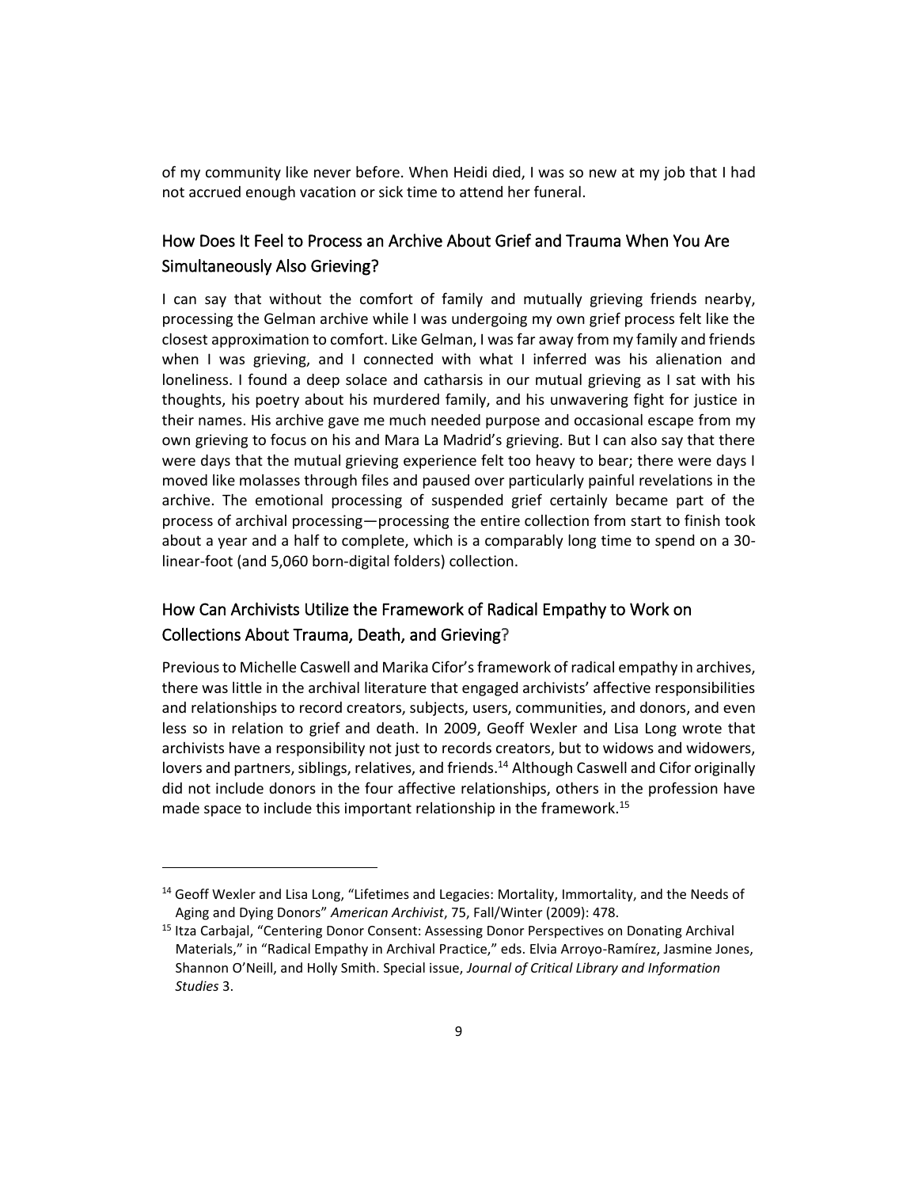of my community like never before. When Heidi died, I was so new at my job that I had not accrued enough vacation or sick time to attend her funeral.

## How Does It Feel to Process an Archive About Grief and Trauma When You Are Simultaneously Also Grieving?

I can say that without the comfort of family and mutually grieving friends nearby, processing the Gelman archive while I was undergoing my own grief process felt like the closest approximation to comfort. Like Gelman, I was far away from my family and friends when I was grieving, and I connected with what I inferred was his alienation and loneliness. I found a deep solace and catharsis in our mutual grieving as I sat with his thoughts, his poetry about his murdered family, and his unwavering fight for justice in their names. His archive gave me much needed purpose and occasional escape from my own grieving to focus on his and Mara La Madrid's grieving. But I can also say that there were days that the mutual grieving experience felt too heavy to bear; there were days I moved like molasses through files and paused over particularly painful revelations in the archive. The emotional processing of suspended grief certainly became part of the process of archival processing—processing the entire collection from start to finish took about a year and a half to complete, which is a comparably long time to spend on a 30-linear-foot (and 5,060 born-digital folders) collection.

## How Can Archivists Utilize the Framework of Radical Empathy to Work on Collections About Trauma, Death, and Grieving?

Previous to Michelle Caswell and Marika Cifor's framework of radical empathy in archives, there was little in the archival literature that engaged archivists' affective responsibilities and relationships to record creators, subjects, users, communities, and donors, and even less so in relation to grief and death. In 2009, Geoff Wexler and Lisa Long wrote that archivists have a responsibility not just to records creators, but to widows and widowers, lovers and partners, siblings, relatives, and friends.[14] Although Caswell and Cifor originally did not include donors in the four affective relationships, others in the profession have made space to include this important relationship in the framework.[15]

---

[14] Geoff Wexler and Lisa Long, "Lifetimes and Legacies: Mortality, Immortality, and the Needs of Aging and Dying Donors" *American Archivist*, 75, Fall/Winter (2009): 478.

[15] Itza Carbajal, "Centering Donor Consent: Assessing Donor Perspectives on Donating Archival Materials," in "Radical Empathy in Archival Practice," eds. Elvia Arroyo-Ramírez, Jasmine Jones, Shannon O'Neill, and Holly Smith. Special issue, *Journal of Critical Library and Information Studies* 3.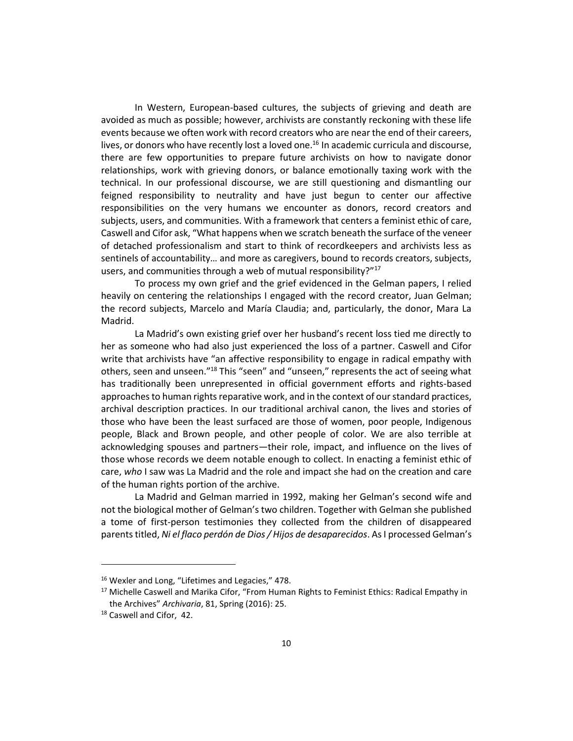In Western, European-based cultures, the subjects of grieving and death are avoided as much as possible; however, archivists are constantly reckoning with these life events because we often work with record creators who are near the end of their careers, lives, or donors who have recently lost a loved one.[16] In academic curricula and discourse, there are few opportunities to prepare future archivists on how to navigate donor relationships, work with grieving donors, or balance emotionally taxing work with the technical. In our professional discourse, we are still questioning and dismantling our feigned responsibility to neutrality and have just begun to center our affective responsibilities on the very humans we encounter as donors, record creators and subjects, users, and communities. With a framework that centers a feminist ethic of care, Caswell and Cifor ask, "What happens when we scratch beneath the surface of the veneer of detached professionalism and start to think of recordkeepers and archivists less as sentinels of accountability… and more as caregivers, bound to records creators, subjects, users, and communities through a web of mutual responsibility?"[17]

To process my own grief and the grief evidenced in the Gelman papers, I relied heavily on centering the relationships I engaged with the record creator, Juan Gelman; the record subjects, Marcelo and María Claudia; and, particularly, the donor, Mara La Madrid.

La Madrid's own existing grief over her husband's recent loss tied me directly to her as someone who had also just experienced the loss of a partner. Caswell and Cifor write that archivists have "an affective responsibility to engage in radical empathy with others, seen and unseen."[18] This "seen" and "unseen," represents the act of seeing what has traditionally been unrepresented in official government efforts and rights-based approaches to human rights reparative work, and in the context of our standard practices, archival description practices. In our traditional archival canon, the lives and stories of those who have been the least surfaced are those of women, poor people, Indigenous people, Black and Brown people, and other people of color. We are also terrible at acknowledging spouses and partners—their role, impact, and influence on the lives of those whose records we deem notable enough to collect. In enacting a feminist ethic of care, *who* I saw was La Madrid and the role and impact she had on the creation and care of the human rights portion of the archive.

La Madrid and Gelman married in 1992, making her Gelman's second wife and not the biological mother of Gelman's two children. Together with Gelman she published a tome of first-person testimonies they collected from the children of disappeared parents titled, *Ni el flaco perdón de Dios / Hijos de desaparecidos*. As I processed Gelman's

---

[16] Wexler and Long, "Lifetimes and Legacies," 478.

[17] Michelle Caswell and Marika Cifor, "From Human Rights to Feminist Ethics: Radical Empathy in the Archives" *Archivaria*, 81, Spring (2016): 25.

[18] Caswell and Cifor, 42.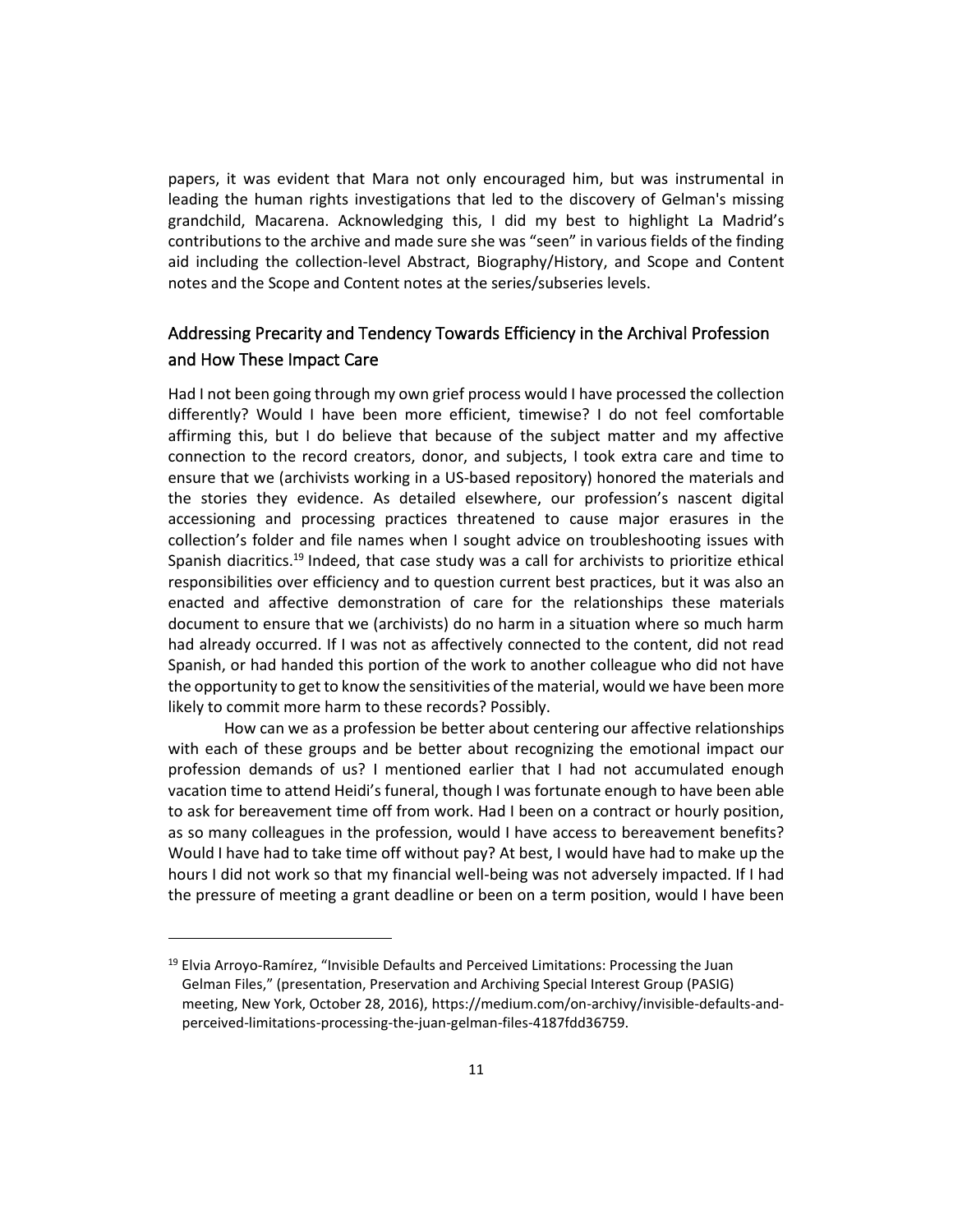papers, it was evident that Mara not only encouraged him, but was instrumental in leading the human rights investigations that led to the discovery of Gelman's missing grandchild, Macarena. Acknowledging this, I did my best to highlight La Madrid's contributions to the archive and made sure she was "seen" in various fields of the finding aid including the collection-level Abstract, Biography/History, and Scope and Content notes and the Scope and Content notes at the series/subseries levels.

## Addressing Precarity and Tendency Towards Efficiency in the Archival Profession and How These Impact Care

Had I not been going through my own grief process would I have processed the collection differently? Would I have been more efficient, timewise? I do not feel comfortable affirming this, but I do believe that because of the subject matter and my affective connection to the record creators, donor, and subjects, I took extra care and time to ensure that we (archivists working in a US-based repository) honored the materials and the stories they evidence. As detailed elsewhere, our profession's nascent digital accessioning and processing practices threatened to cause major erasures in the collection's folder and file names when I sought advice on troubleshooting issues with Spanish diacritics.[19] Indeed, that case study was a call for archivists to prioritize ethical responsibilities over efficiency and to question current best practices, but it was also an enacted and affective demonstration of care for the relationships these materials document to ensure that we (archivists) do no harm in a situation where so much harm had already occurred. If I was not as affectively connected to the content, did not read Spanish, or had handed this portion of the work to another colleague who did not have the opportunity to get to know the sensitivities of the material, would we have been more likely to commit more harm to these records? Possibly.

How can we as a profession be better about centering our affective relationships with each of these groups and be better about recognizing the emotional impact our profession demands of us? I mentioned earlier that I had not accumulated enough vacation time to attend Heidi's funeral, though I was fortunate enough to have been able to ask for bereavement time off from work. Had I been on a contract or hourly position, as so many colleagues in the profession, would I have access to bereavement benefits? Would I have had to take time off without pay? At best, I would have had to make up the hours I did not work so that my financial well-being was not adversely impacted. If I had the pressure of meeting a grant deadline or been on a term position, would I have been

---

[19] Elvia Arroyo-Ramírez, "Invisible Defaults and Perceived Limitations: Processing the Juan Gelman Files," (presentation, Preservation and Archiving Special Interest Group (PASIG) meeting, New York, October 28, 2016), https://medium.com/on-archivy/invisible-defaults-and-perceived-limitations-processing-the-juan-gelman-files-4187fdd36759.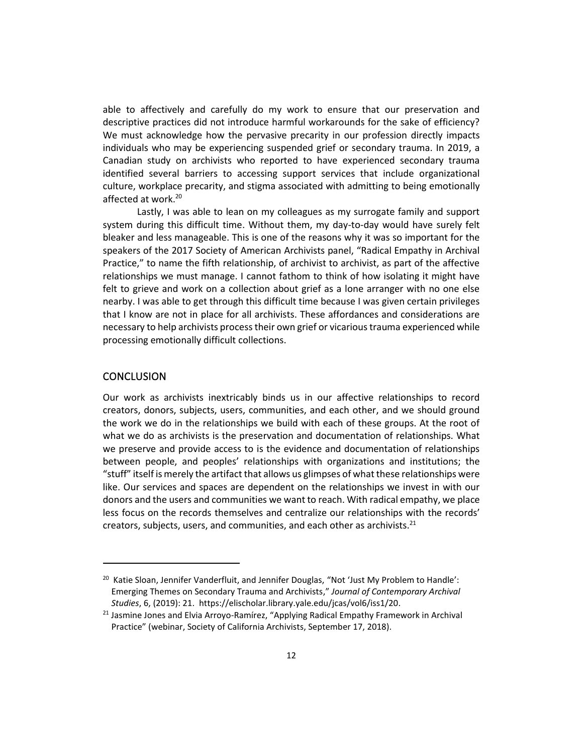able to affectively and carefully do my work to ensure that our preservation and descriptive practices did not introduce harmful workarounds for the sake of efficiency? We must acknowledge how the pervasive precarity in our profession directly impacts individuals who may be experiencing suspended grief or secondary trauma. In 2019, a Canadian study on archivists who reported to have experienced secondary trauma identified several barriers to accessing support services that include organizational culture, workplace precarity, and stigma associated with admitting to being emotionally affected at work.[20]

Lastly, I was able to lean on my colleagues as my surrogate family and support system during this difficult time. Without them, my day-to-day would have surely felt bleaker and less manageable. This is one of the reasons why it was so important for the speakers of the 2017 Society of American Archivists panel, "Radical Empathy in Archival Practice," to name the fifth relationship, of archivist to archivist, as part of the affective relationships we must manage. I cannot fathom to think of how isolating it might have felt to grieve and work on a collection about grief as a lone arranger with no one else nearby. I was able to get through this difficult time because I was given certain privileges that I know are not in place for all archivists. These affordances and considerations are necessary to help archivists process their own grief or vicarious trauma experienced while processing emotionally difficult collections.

## CONCLUSION

Our work as archivists inextricably binds us in our affective relationships to record creators, donors, subjects, users, communities, and each other, and we should ground the work we do in the relationships we build with each of these groups. At the root of what we do as archivists is the preservation and documentation of relationships. What we preserve and provide access to is the evidence and documentation of relationships between people, and peoples' relationships with organizations and institutions; the "stuff" itself is merely the artifact that allows us glimpses of what these relationships were like. Our services and spaces are dependent on the relationships we invest in with our donors and the users and communities we want to reach. With radical empathy, we place less focus on the records themselves and centralize our relationships with the records' creators, subjects, users, and communities, and each other as archivists.[21]

---

[20] Katie Sloan, Jennifer Vanderfluit, and Jennifer Douglas, "Not 'Just My Problem to Handle': Emerging Themes on Secondary Trauma and Archivists," *Journal of Contemporary Archival Studies*, 6, (2019): 21. https://elischolar.library.yale.edu/jcas/vol6/iss1/20.

[21] Jasmine Jones and Elvia Arroyo-Ramírez, "Applying Radical Empathy Framework in Archival Practice" (webinar, Society of California Archivists, September 17, 2018).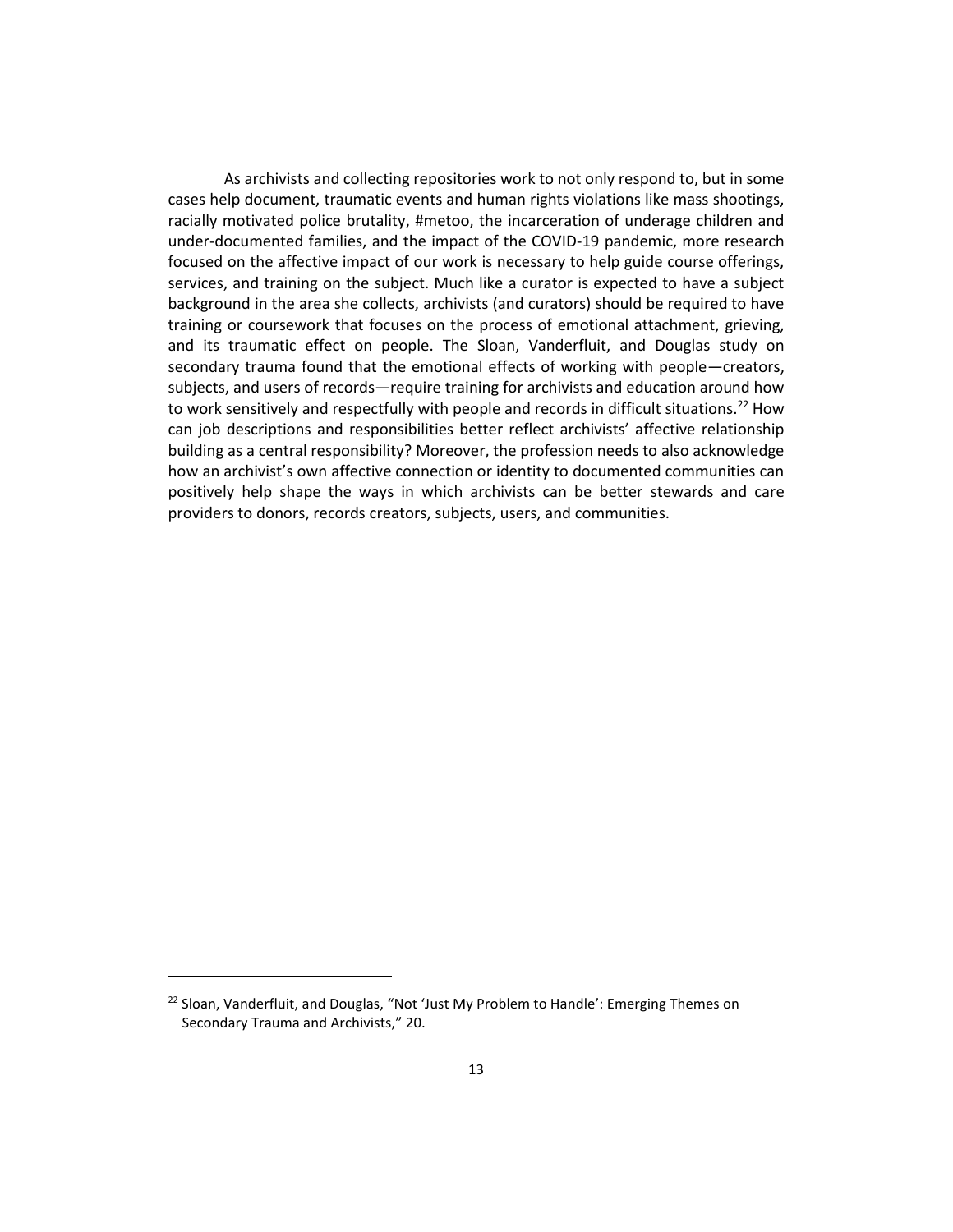As archivists and collecting repositories work to not only respond to, but in some cases help document, traumatic events and human rights violations like mass shootings, racially motivated police brutality, #metoo, the incarceration of underage children and under-documented families, and the impact of the COVID-19 pandemic, more research focused on the affective impact of our work is necessary to help guide course offerings, services, and training on the subject. Much like a curator is expected to have a subject background in the area she collects, archivists (and curators) should be required to have training or coursework that focuses on the process of emotional attachment, grieving, and its traumatic effect on people. The Sloan, Vanderfluit, and Douglas study on secondary trauma found that the emotional effects of working with people—creators, subjects, and users of records—require training for archivists and education around how to work sensitively and respectfully with people and records in difficult situations.[22] How can job descriptions and responsibilities better reflect archivists' affective relationship building as a central responsibility? Moreover, the profession needs to also acknowledge how an archivist's own affective connection or identity to documented communities can positively help shape the ways in which archivists can be better stewards and care providers to donors, records creators, subjects, users, and communities.

[22] Sloan, Vanderfluit, and Douglas, "Not 'Just My Problem to Handle': Emerging Themes on Secondary Trauma and Archivists," 20.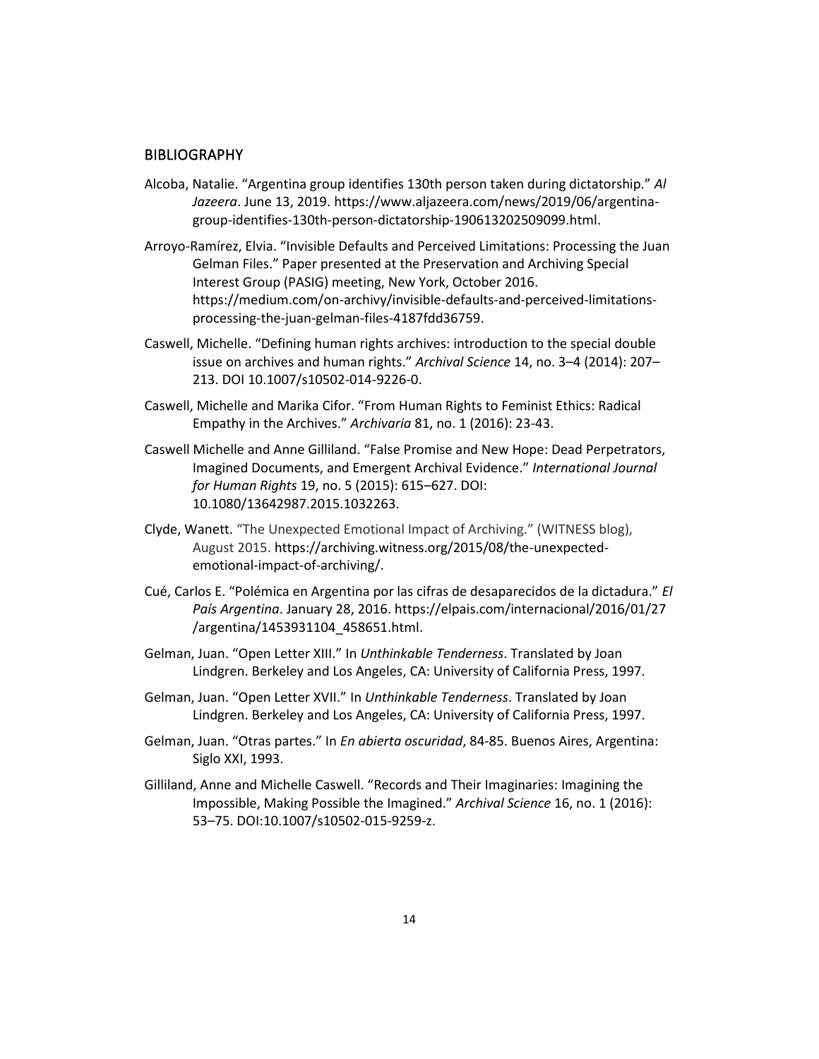## BIBLIOGRAPHY

Alcoba, Natalie. "Argentina group identifies 130th person taken during dictatorship." *Al Jazeera*. June 13, 2019. https://www.aljazeera.com/news/2019/06/argentina-group-identifies-130th-person-dictatorship-190613202509099.html.

Arroyo-Ramírez, Elvia. "Invisible Defaults and Perceived Limitations: Processing the Juan Gelman Files." Paper presented at the Preservation and Archiving Special Interest Group (PASIG) meeting, New York, October 2016. https://medium.com/on-archivy/invisible-defaults-and-perceived-limitations-processing-the-juan-gelman-files-4187fdd36759.

Caswell, Michelle. "Defining human rights archives: introduction to the special double issue on archives and human rights." *Archival Science* 14, no. 3–4 (2014): 207–213. DOI 10.1007/s10502-014-9226-0.

Caswell, Michelle and Marika Cifor. "From Human Rights to Feminist Ethics: Radical Empathy in the Archives." *Archivaria* 81, no. 1 (2016): 23-43.

Caswell Michelle and Anne Gilliland. "False Promise and New Hope: Dead Perpetrators, Imagined Documents, and Emergent Archival Evidence." *International Journal for Human Rights* 19, no. 5 (2015): 615–627. DOI: 10.1080/13642987.2015.1032263.

Clyde, Wanett. "The Unexpected Emotional Impact of Archiving." (WITNESS blog), August 2015. https://archiving.witness.org/2015/08/the-unexpected-emotional-impact-of-archiving/.

Cué, Carlos E. "Polémica en Argentina por las cifras de desaparecidos de la dictadura." *El País Argentina*. January 28, 2016. https://elpais.com/internacional/2016/01/27/argentina/1453931104_458651.html.

Gelman, Juan. "Open Letter XIII." In *Unthinkable Tenderness*. Translated by Joan Lindgren. Berkeley and Los Angeles, CA: University of California Press, 1997.

Gelman, Juan. "Open Letter XVII." In *Unthinkable Tenderness*. Translated by Joan Lindgren. Berkeley and Los Angeles, CA: University of California Press, 1997.

Gelman, Juan. "Otras partes." In *En abierta oscuridad*, 84-85. Buenos Aires, Argentina: Siglo XXI, 1993.

Gilliland, Anne and Michelle Caswell. "Records and Their Imaginaries: Imagining the Impossible, Making Possible the Imagined." *Archival Science* 16, no. 1 (2016): 53–75. DOI:10.1007/s10502-015-9259-z.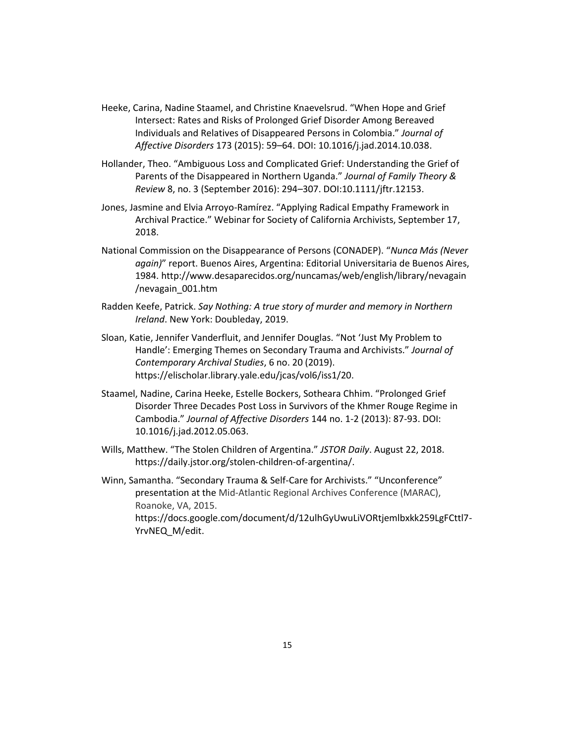Heeke, Carina, Nadine Staamel, and Christine Knaevelsrud. "When Hope and Grief Intersect: Rates and Risks of Prolonged Grief Disorder Among Bereaved Individuals and Relatives of Disappeared Persons in Colombia." *Journal of Affective Disorders* 173 (2015): 59–64. DOI: 10.1016/j.jad.2014.10.038.

Hollander, Theo. "Ambiguous Loss and Complicated Grief: Understanding the Grief of Parents of the Disappeared in Northern Uganda." *Journal of Family Theory & Review* 8, no. 3 (September 2016): 294–307. DOI:10.1111/jftr.12153.

Jones, Jasmine and Elvia Arroyo-Ramírez. "Applying Radical Empathy Framework in Archival Practice." Webinar for Society of California Archivists, September 17, 2018.

National Commission on the Disappearance of Persons (CONADEP). "*Nunca Más (Never again)*" report. Buenos Aires, Argentina: Editorial Universitaria de Buenos Aires, 1984. http://www.desaparecidos.org/nuncamas/web/english/library/nevagain/nevagain_001.htm

Radden Keefe, Patrick. *Say Nothing: A true story of murder and memory in Northern Ireland*. New York: Doubleday, 2019.

Sloan, Katie, Jennifer Vanderfluit, and Jennifer Douglas. "Not 'Just My Problem to Handle': Emerging Themes on Secondary Trauma and Archivists." *Journal of Contemporary Archival Studies*, 6 no. 20 (2019). https://elischolar.library.yale.edu/jcas/vol6/iss1/20.

Staamel, Nadine, Carina Heeke, Estelle Bockers, Sotheara Chhim. "Prolonged Grief Disorder Three Decades Post Loss in Survivors of the Khmer Rouge Regime in Cambodia." *Journal of Affective Disorders* 144 no. 1-2 (2013): 87-93. DOI: 10.1016/j.jad.2012.05.063.

Wills, Matthew. "The Stolen Children of Argentina." *JSTOR Daily*. August 22, 2018. https://daily.jstor.org/stolen-children-of-argentina/.

Winn, Samantha. "Secondary Trauma & Self-Care for Archivists." "Unconference" presentation at the Mid-Atlantic Regional Archives Conference (MARAC), Roanoke, VA, 2015. https://docs.google.com/document/d/12ulhGyUwuLiVORtjemlbxkk259LgFCttl7-YrvNEQ_M/edit.